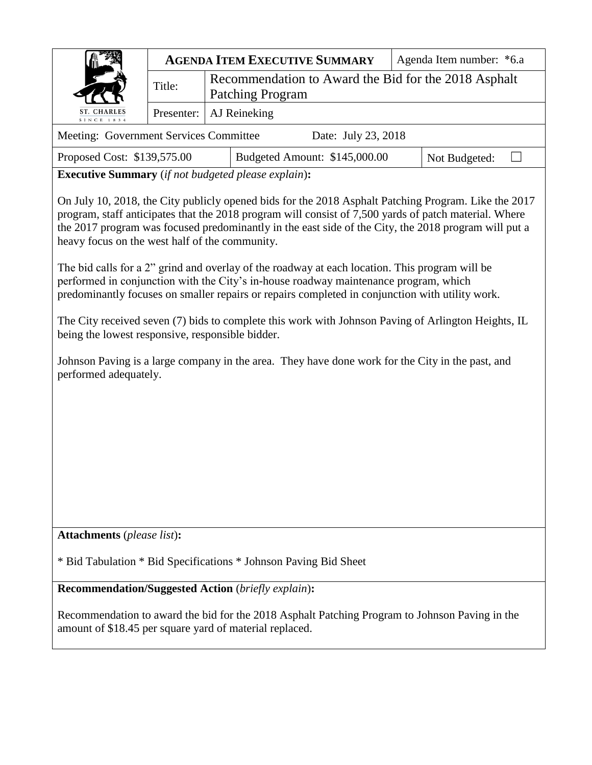| ST. CHARLES SINCE 1834 | **AGENDA ITEM EXECUTIVE SUMMARY** | | Agenda Item number: *6.a |
|---|---|---|---|
| | Title: | Recommendation to Award the Bid for the 2018 Asphalt Patching Program | |
| | Presenter: | AJ Reineking | |

| Meeting: Government Services Committee | Date: July 23, 2018 | |
|---|---|---|
| Proposed Cost: $139,575.00 | Budgeted Amount: $145,000.00 | Not Budgeted: ☐ |

**Executive Summary** (*if not budgeted please explain*)**:**

On July 10, 2018, the City publicly opened bids for the 2018 Asphalt Patching Program. Like the 2017 program, staff anticipates that the 2018 program will consist of 7,500 yards of patch material. Where the 2017 program was focused predominantly in the east side of the City, the 2018 program will put a heavy focus on the west half of the community.

The bid calls for a 2" grind and overlay of the roadway at each location. This program will be performed in conjunction with the City's in-house roadway maintenance program, which predominantly focuses on smaller repairs or repairs completed in conjunction with utility work.

The City received seven (7) bids to complete this work with Johnson Paving of Arlington Heights, IL being the lowest responsive, responsible bidder.

Johnson Paving is a large company in the area. They have done work for the City in the past, and performed adequately.

**Attachments** (*please list*)**:**

* Bid Tabulation * Bid Specifications * Johnson Paving Bid Sheet

**Recommendation/Suggested Action** (*briefly explain*)**:**

Recommendation to award the bid for the 2018 Asphalt Patching Program to Johnson Paving in the amount of $18.45 per square yard of material replaced.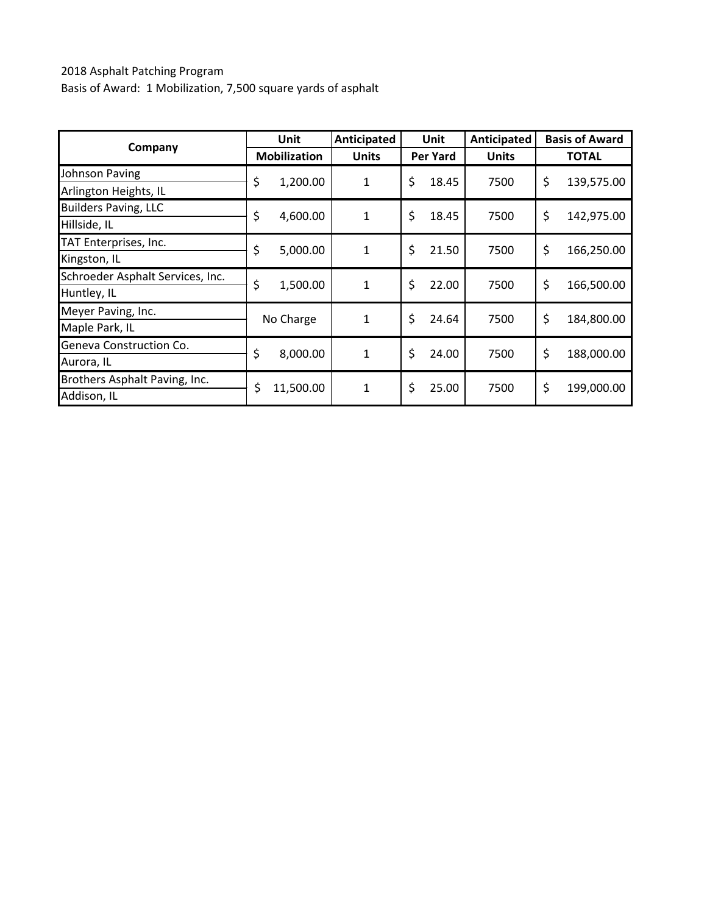2018 Asphalt Patching Program

Basis of Award: 1 Mobilization, 7,500 square yards of asphalt

| Company | Unit Mobilization | Anticipated Units | Unit Per Yard | Anticipated Units | Basis of Award TOTAL |
|---|---|---|---|---|---|
| Johnson Paving<br>Arlington Heights, IL | $ 1,200.00 | 1 | $ 18.45 | 7500 | $ 139,575.00 |
| Builders Paving, LLC<br>Hillside, IL | $ 4,600.00 | 1 | $ 18.45 | 7500 | $ 142,975.00 |
| TAT Enterprises, Inc.<br>Kingston, IL | $ 5,000.00 | 1 | $ 21.50 | 7500 | $ 166,250.00 |
| Schroeder Asphalt Services, Inc.<br>Huntley, IL | $ 1,500.00 | 1 | $ 22.00 | 7500 | $ 166,500.00 |
| Meyer Paving, Inc.<br>Maple Park, IL | No Charge | 1 | $ 24.64 | 7500 | $ 184,800.00 |
| Geneva Construction Co.<br>Aurora, IL | $ 8,000.00 | 1 | $ 24.00 | 7500 | $ 188,000.00 |
| Brothers Asphalt Paving, Inc.<br>Addison, IL | $ 11,500.00 | 1 | $ 25.00 | 7500 | $ 199,000.00 |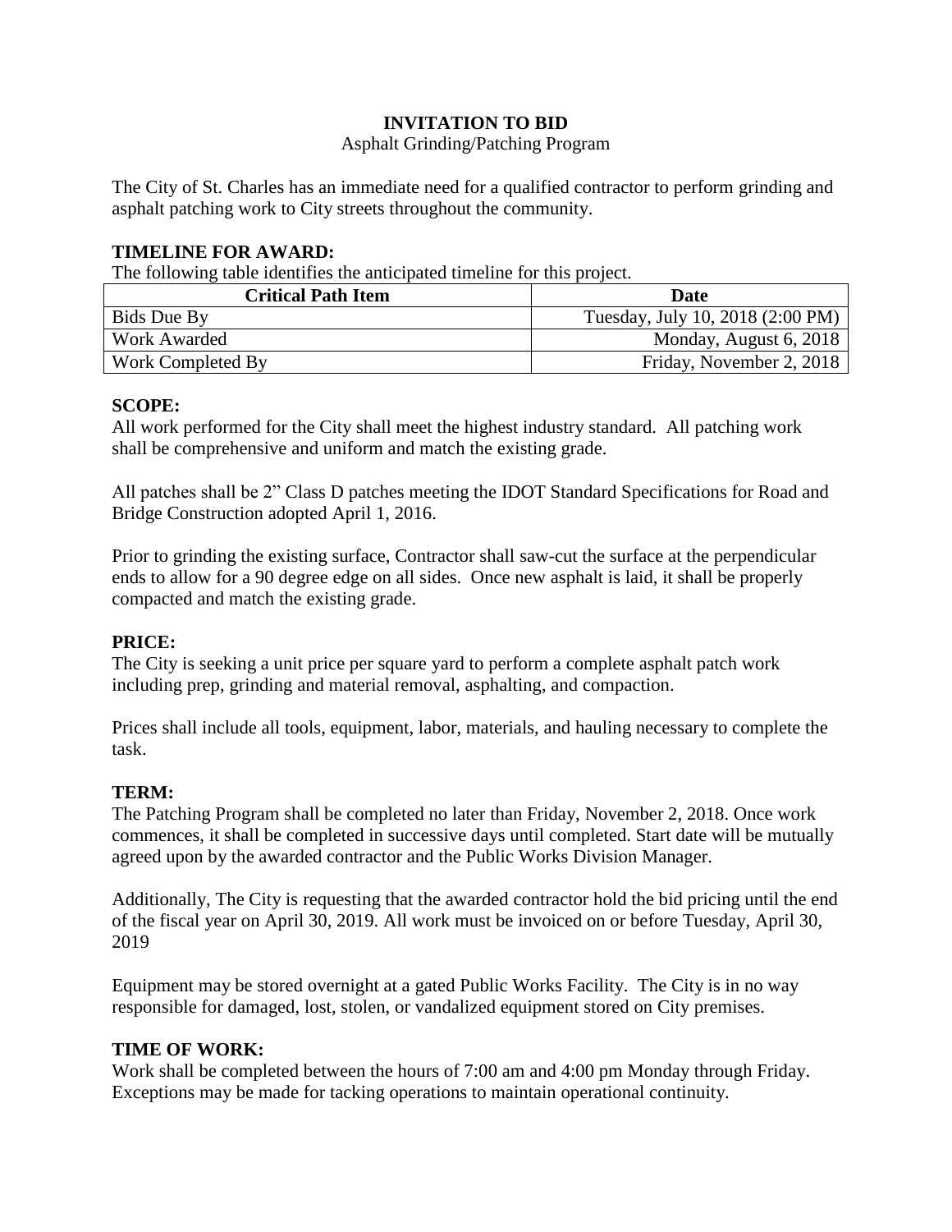# INVITATION TO BID

Asphalt Grinding/Patching Program

The City of St. Charles has an immediate need for a qualified contractor to perform grinding and asphalt patching work to City streets throughout the community.

## TIMELINE FOR AWARD:

The following table identifies the anticipated timeline for this project.

| Critical Path Item | Date |
|---|---|
| Bids Due By | Tuesday, July 10, 2018 (2:00 PM) |
| Work Awarded | Monday, August 6, 2018 |
| Work Completed By | Friday, November 2, 2018 |

## SCOPE:

All work performed for the City shall meet the highest industry standard. All patching work shall be comprehensive and uniform and match the existing grade.

All patches shall be 2" Class D patches meeting the IDOT Standard Specifications for Road and Bridge Construction adopted April 1, 2016.

Prior to grinding the existing surface, Contractor shall saw-cut the surface at the perpendicular ends to allow for a 90 degree edge on all sides. Once new asphalt is laid, it shall be properly compacted and match the existing grade.

## PRICE:

The City is seeking a unit price per square yard to perform a complete asphalt patch work including prep, grinding and material removal, asphalting, and compaction.

Prices shall include all tools, equipment, labor, materials, and hauling necessary to complete the task.

## TERM:

The Patching Program shall be completed no later than Friday, November 2, 2018. Once work commences, it shall be completed in successive days until completed. Start date will be mutually agreed upon by the awarded contractor and the Public Works Division Manager.

Additionally, The City is requesting that the awarded contractor hold the bid pricing until the end of the fiscal year on April 30, 2019. All work must be invoiced on or before Tuesday, April 30, 2019

Equipment may be stored overnight at a gated Public Works Facility. The City is in no way responsible for damaged, lost, stolen, or vandalized equipment stored on City premises.

## TIME OF WORK:

Work shall be completed between the hours of 7:00 am and 4:00 pm Monday through Friday. Exceptions may be made for tacking operations to maintain operational continuity.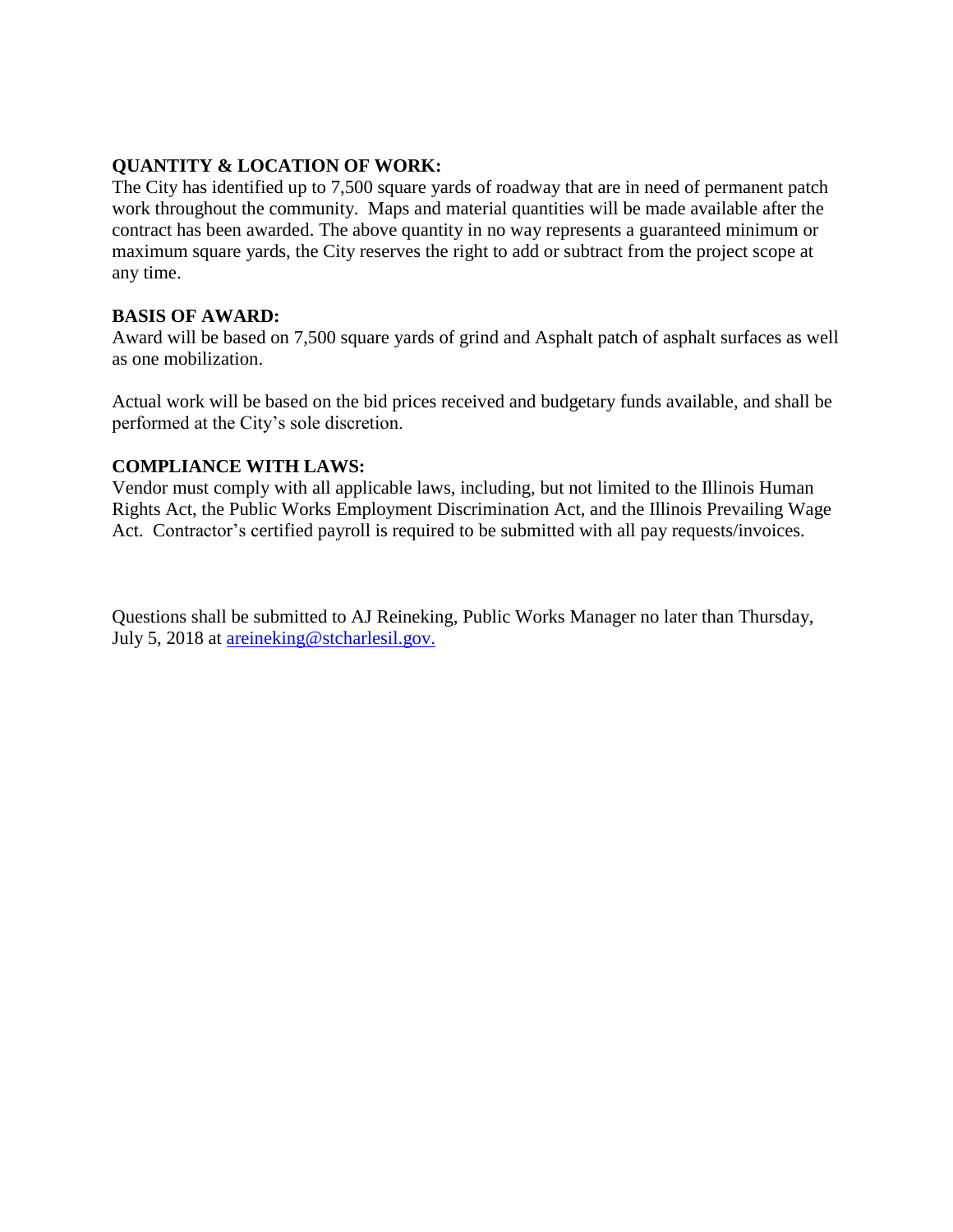**QUANTITY & LOCATION OF WORK:**
The City has identified up to 7,500 square yards of roadway that are in need of permanent patch work throughout the community. Maps and material quantities will be made available after the contract has been awarded. The above quantity in no way represents a guaranteed minimum or maximum square yards, the City reserves the right to add or subtract from the project scope at any time.

**BASIS OF AWARD:**
Award will be based on 7,500 square yards of grind and Asphalt patch of asphalt surfaces as well as one mobilization.

Actual work will be based on the bid prices received and budgetary funds available, and shall be performed at the City's sole discretion.

**COMPLIANCE WITH LAWS:**
Vendor must comply with all applicable laws, including, but not limited to the Illinois Human Rights Act, the Public Works Employment Discrimination Act, and the Illinois Prevailing Wage Act. Contractor's certified payroll is required to be submitted with all pay requests/invoices.

Questions shall be submitted to AJ Reineking, Public Works Manager no later than Thursday, July 5, 2018 at [areineking@stcharlesil.gov.](mailto:areineking@stcharlesil.gov)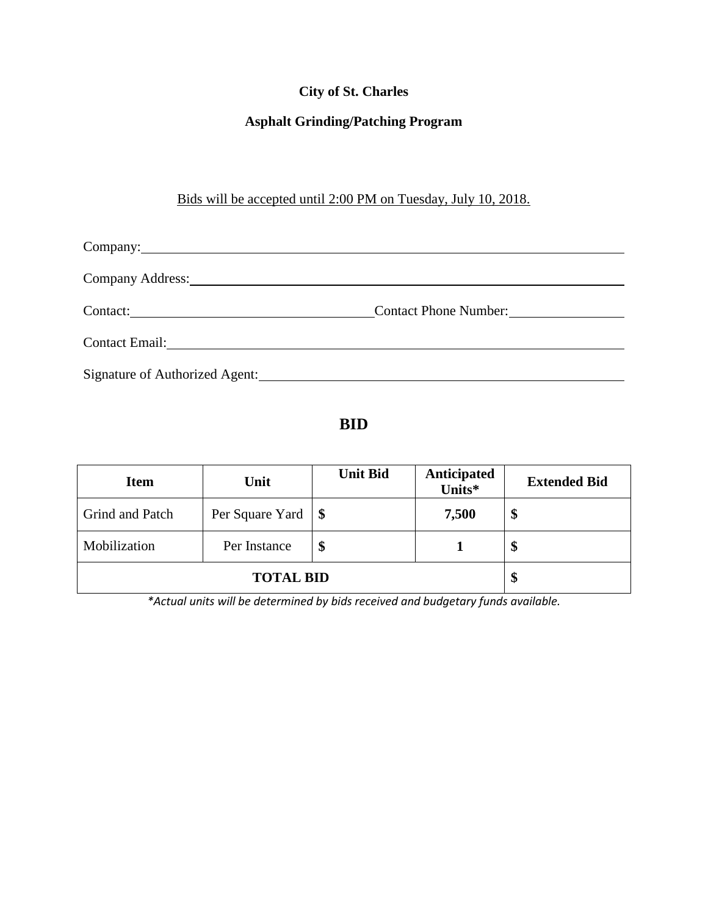**City of St. Charles**

**Asphalt Grinding/Patching Program**

Bids will be accepted until 2:00 PM on Tuesday, July 10, 2018.

Company:

Company Address:

Contact: Contact Phone Number:

Contact Email:

Signature of Authorized Agent:

## BID

| Item | Unit | Unit Bid | Anticipated Units* | Extended Bid |
|---|---|---|---|---|
| Grind and Patch | Per Square Yard | $ | **7,500** | $ |
| Mobilization | Per Instance | $ | **1** | $ |
| **TOTAL BID** | | | | $ |

*\*Actual units will be determined by bids received and budgetary funds available.*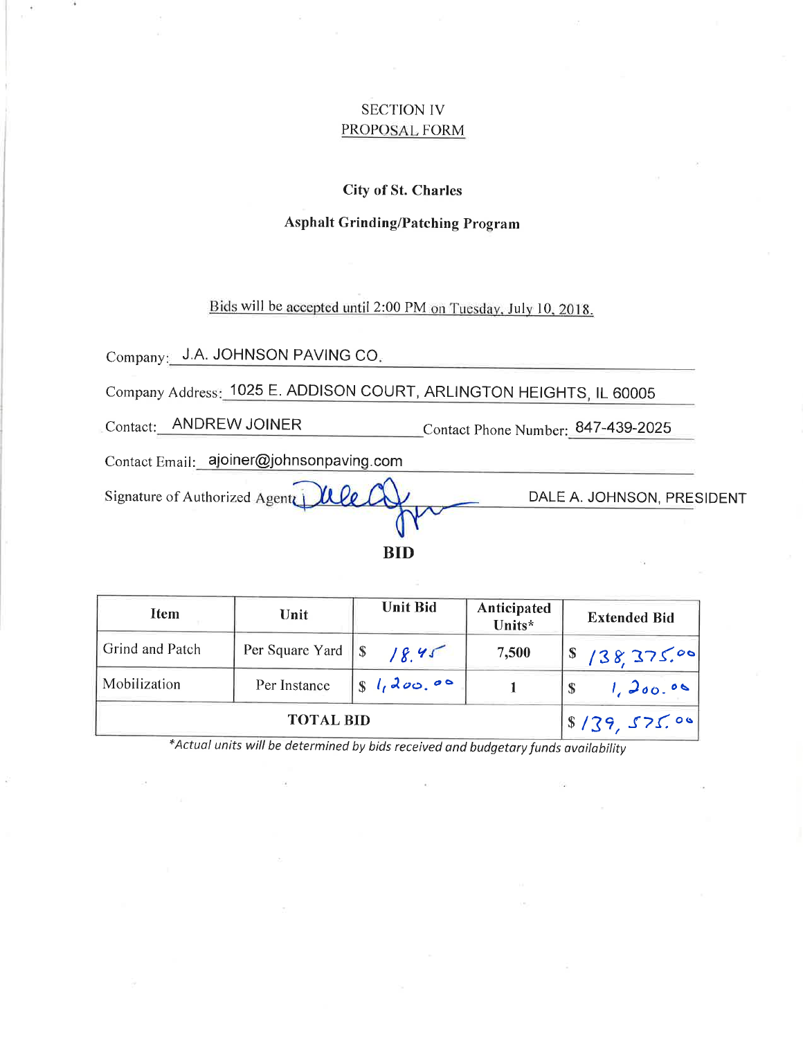SECTION IV
PROPOSAL FORM

**City of St. Charles**

**Asphalt Grinding/Patching Program**

Bids will be accepted until 2:00 PM on Tuesday, July 10, 2018.

Company: J.A. JOHNSON PAVING CO.

Company Address: 1025 E. ADDISON COURT, ARLINGTON HEIGHTS, IL 60005

Contact: ANDREW JOINER  Contact Phone Number: 847-439-2025

Contact Email: ajoiner@johnsonpaving.com

Signature of Authorized Agent: Dale A. Johnson  DALE A. JOHNSON, PRESIDENT

**BID**

| Item | Unit | Unit Bid | Anticipated Units* | Extended Bid |
|---|---|---|---|---|
| Grind and Patch | Per Square Yard | $ 18.45 | 7,500 | $ 138,375.00 |
| Mobilization | Per Instance | $ 1,200.00 | 1 | $ 1,200.00 |
| **TOTAL BID** | | | | $ 139,575.00 |

*Actual units will be determined by bids received and budgetary funds availability*